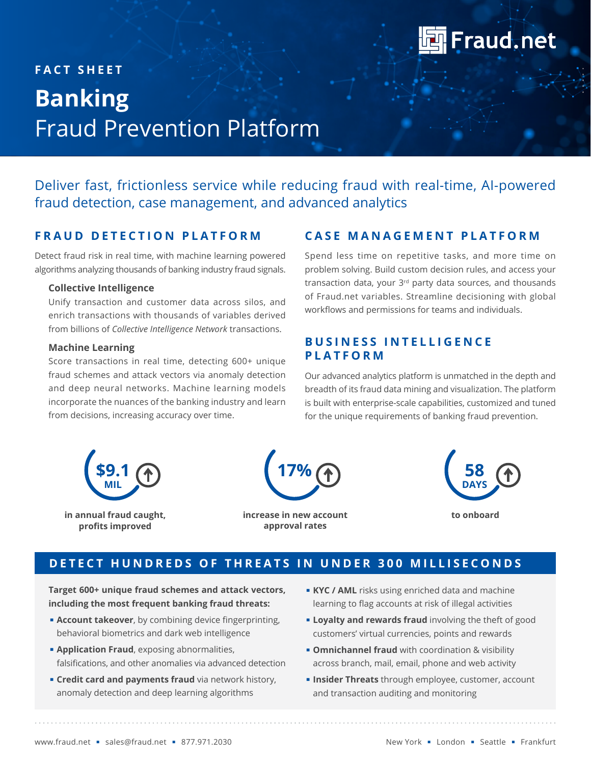Fraud.net

FACT SHEET

# Banking
# Fraud Prevention Platform

Deliver fast, frictionless service while reducing fraud with real-time, AI-powered fraud detection, case management, and advanced analytics

## FRAUD DETECTION PLATFORM

Detect fraud risk in real time, with machine learning powered algorithms analyzing thousands of banking industry fraud signals.

### Collective Intelligence

Unify transaction and customer data across silos, and enrich transactions with thousands of variables derived from billions of *Collective Intelligence Network* transactions.

### Machine Learning

Score transactions in real time, detecting 600+ unique fraud schemes and attack vectors via anomaly detection and deep neural networks. Machine learning models incorporate the nuances of the banking industry and learn from decisions, increasing accuracy over time.

## CASE MANAGEMENT PLATFORM

Spend less time on repetitive tasks, and more time on problem solving. Build custom decision rules, and access your transaction data, your 3rd party data sources, and thousands of Fraud.net variables. Streamline decisioning with global workflows and permissions for teams and individuals.

## BUSINESS INTELLIGENCE PLATFORM

Our advanced analytics platform is unmatched in the depth and breadth of its fraud data mining and visualization. The platform is built with enterprise-scale capabilities, customized and tuned for the unique requirements of banking fraud prevention.

**$9.1 MIL** — in annual fraud caught, profits improved

**17%** — increase in new account approval rates

**58 DAYS** — to onboard

## DETECT HUNDREDS OF THREATS IN UNDER 300 MILLISECONDS

**Target 600+ unique fraud schemes and attack vectors, including the most frequent banking fraud threats:**

- **Account takeover**, by combining device fingerprinting, behavioral biometrics and dark web intelligence
- **Application Fraud**, exposing abnormalities, falsifications, and other anomalies via advanced detection
- **Credit card and payments fraud** via network history, anomaly detection and deep learning algorithms
- **KYC / AML** risks using enriched data and machine learning to flag accounts at risk of illegal activities
- **Loyalty and rewards fraud** involving the theft of good customers' virtual currencies, points and rewards
- **Omnichannel fraud** with coordination & visibility across branch, mail, email, phone and web activity
- **Insider Threats** through employee, customer, account and transaction auditing and monitoring

www.fraud.net ▪ sales@fraud.net ▪ 877.971.2030

New York ▪ London ▪ Seattle ▪ Frankfurt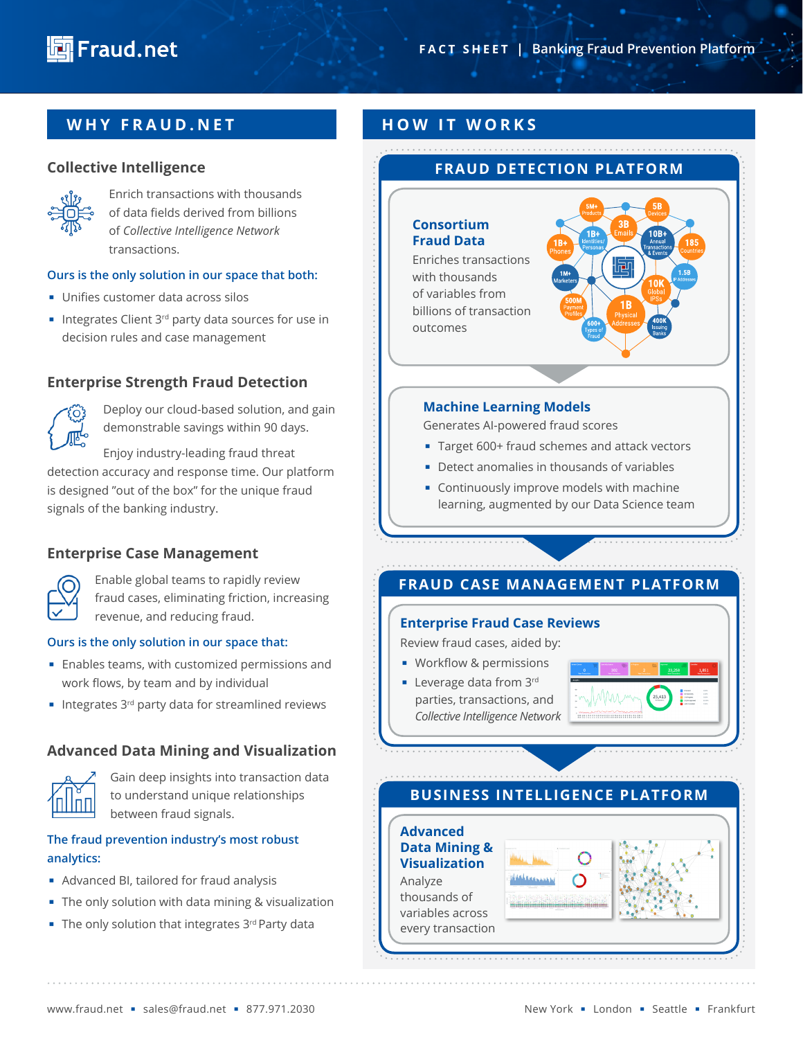Fraud.net

**FACT SHEET** | Banking Fraud Prevention Platform

## WHY FRAUD.NET

### Collective Intelligence

Enrich transactions with thousands of data fields derived from billions of *Collective Intelligence Network* transactions.

**Ours is the only solution in our space that both:**

- Unifies customer data across silos
- Integrates Client 3rd party data sources for use in decision rules and case management

### Enterprise Strength Fraud Detection

Deploy our cloud-based solution, and gain demonstrable savings within 90 days.

Enjoy industry-leading fraud threat detection accuracy and response time. Our platform is designed "out of the box" for the unique fraud signals of the banking industry.

### Enterprise Case Management

Enable global teams to rapidly review fraud cases, eliminating friction, increasing revenue, and reducing fraud.

**Ours is the only solution in our space that:**

- Enables teams, with customized permissions and work flows, by team and by individual
- Integrates 3rd party data for streamlined reviews

### Advanced Data Mining and Visualization

Gain deep insights into transaction data to understand unique relationships between fraud signals.

**The fraud prevention industry's most robust analytics:**

- Advanced BI, tailored for fraud analysis
- The only solution with data mining & visualization
- The only solution that integrates 3rd Party data

## HOW IT WORKS

### FRAUD DETECTION PLATFORM

**Consortium Fraud Data**

Enriches transactions with thousands of variables from billions of transaction outcomes

5M+ Products
5B Devices
3B Emails
1B+ Identities/Personas
10B+ Annual Transactions & Events
1B+ Phones
185 Countries
1M+ Marketers
1.5B IP Addresses
10K Global IPSs
500M Payment Profiles
1B Physical Addresses
600+ Types of Fraud
400K Issuing Banks

**Machine Learning Models**

Generates AI-powered fraud scores

- Target 600+ fraud schemes and attack vectors
- Detect anomalies in thousands of variables
- Continuously improve models with machine learning, augmented by our Data Science team

### FRAUD CASE MANAGEMENT PLATFORM

**Enterprise Fraud Case Reviews**

Review fraud cases, aided by:

- Workflow & permissions
- Leverage data from 3rd parties, transactions, and *Collective Intelligence Network*

### BUSINESS INTELLIGENCE PLATFORM

**Advanced Data Mining & Visualization**

Analyze thousands of variables across every transaction

www.fraud.net ▪ sales@fraud.net ▪ 877.971.2030

New York ▪ London ▪ Seattle ▪ Frankfurt